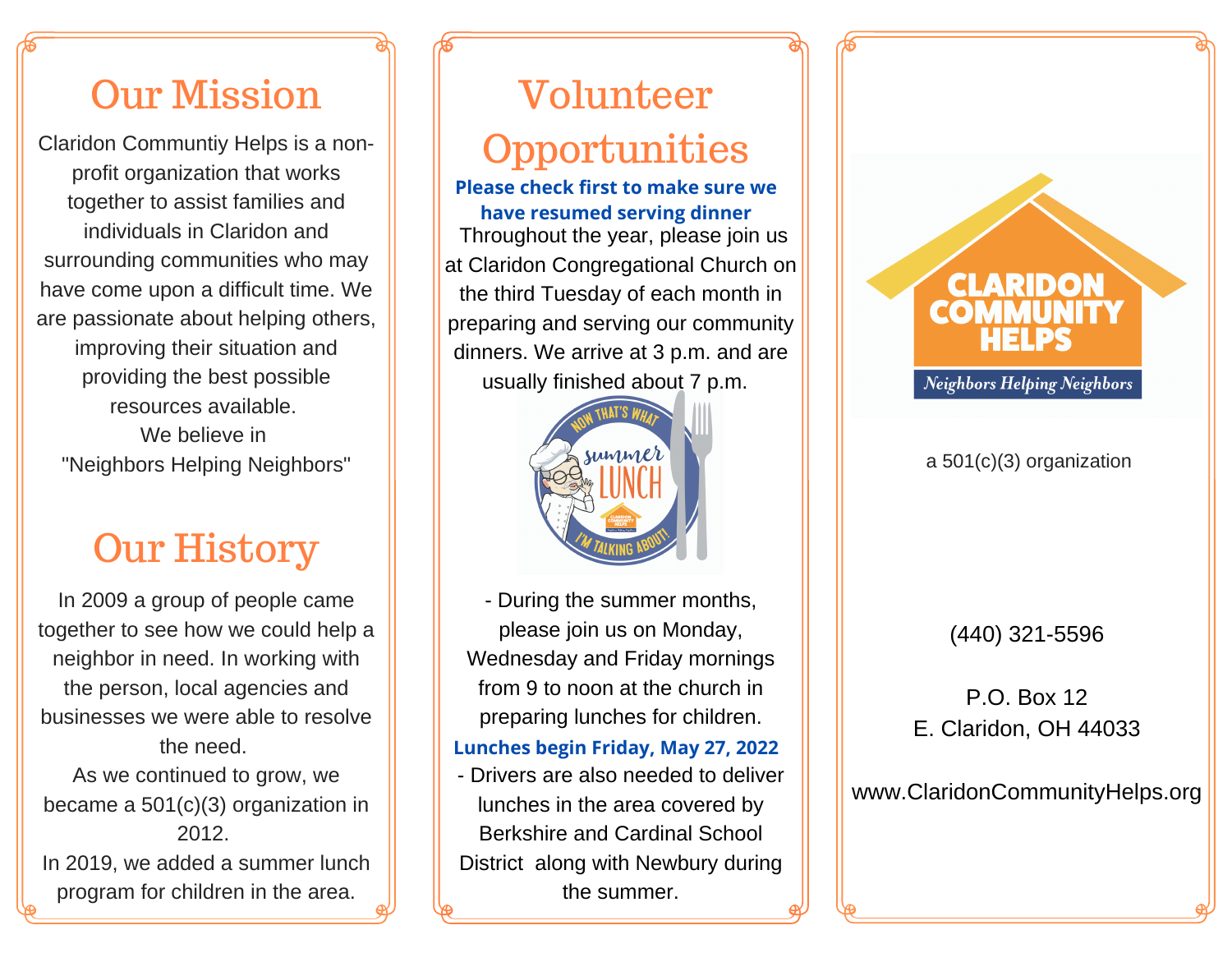# Our Mission

Claridon Communtiy Helps is a non-profit organization that works together to assist families and individuals in Claridon and surrounding communities who may have come upon a difficult time. We are passionate about helping others, improving their situation and providing the best possible resources available.

We believe in "Neighbors Helping Neighbors"

# Our History

In 2009 a group of people came together to see how we could help a neighbor in need. In working with the person, local agencies and businesses we were able to resolve the need.

As we continued to grow, we became a 501(c)(3) organization in 2012.

In 2019, we added a summer lunch program for children in the area.

# Volunteer Opportunities

**Please check first to make sure we have resumed serving dinner**

Throughout the year, please join us at Claridon Congregational Church on the third Tuesday of each month in preparing and serving our community dinners. We arrive at 3 p.m. and are usually finished about 7 p.m.

- During the summer months, please join us on Monday, Wednesday and Friday mornings from 9 to noon at the church in preparing lunches for children.

**Lunches begin Friday, May 27, 2022**

- Drivers are also needed to deliver lunches in the area covered by Berkshire and Cardinal School District along with Newbury during the summer.

CLARIDON COMMUNITY HELPS

*Neighbors Helping Neighbors*

a 501(c)(3) organization

(440) 321-5596

P.O. Box 12
E. Claridon, OH 44033

www.ClaridonCommunityHelps.org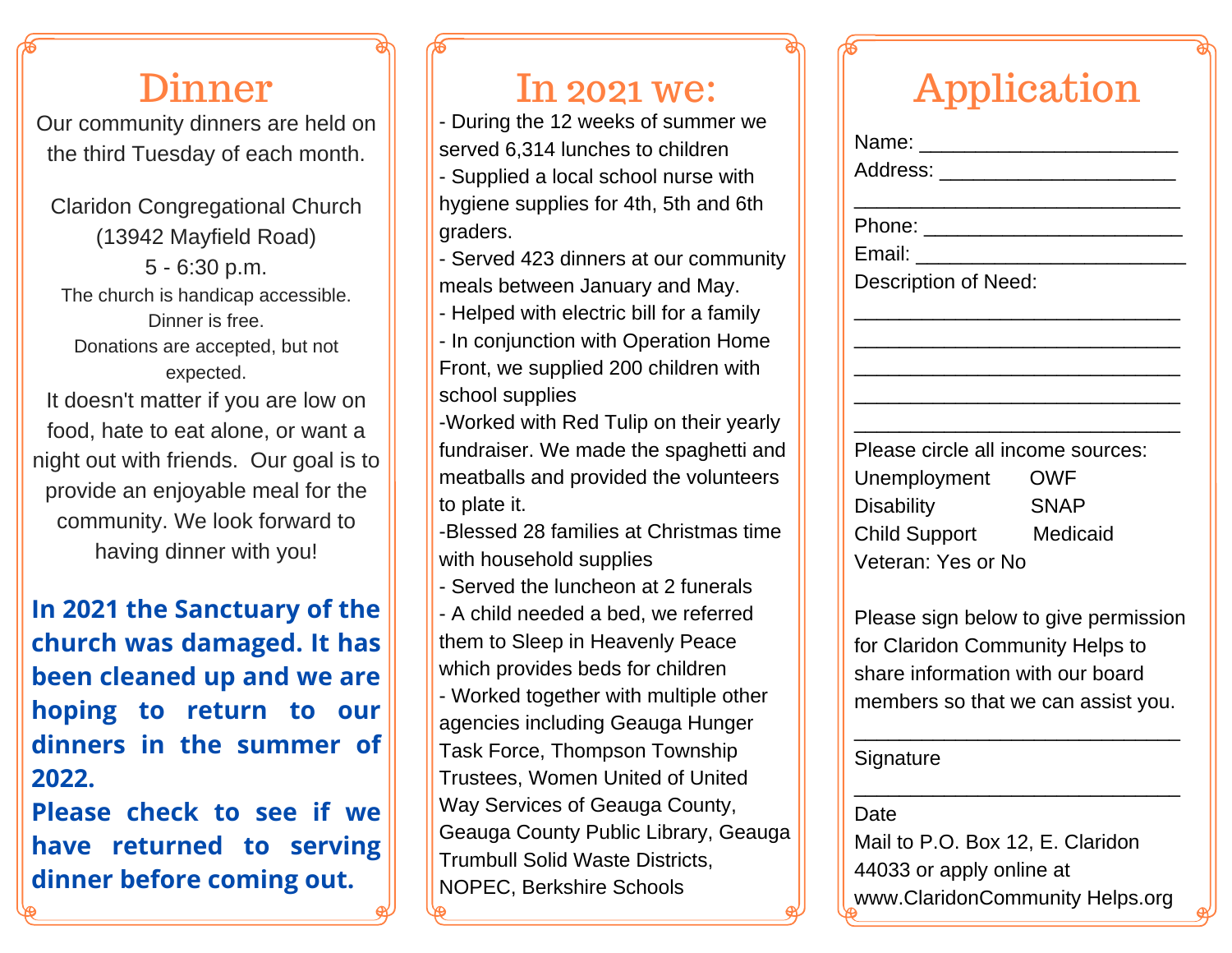# Dinner

Our community dinners are held on the third Tuesday of each month.

Claridon Congregational Church (13942 Mayfield Road)
5 - 6:30 p.m.
The church is handicap accessible.
Dinner is free.
Donations are accepted, but not expected.

It doesn't matter if you are low on food, hate to eat alone, or want a night out with friends. Our goal is to provide an enjoyable meal for the community. We look forward to having dinner with you!

**In 2021 the Sanctuary of the church was damaged. It has been cleaned up and we are hoping to return to our dinners in the summer of 2022.**
**Please check to see if we have returned to serving dinner before coming out.**

# In 2021 we:

- During the 12 weeks of summer we served 6,314 lunches to children
- Supplied a local school nurse with hygiene supplies for 4th, 5th and 6th graders.
- Served 423 dinners at our community meals between January and May.
- Helped with electric bill for a family
- In conjunction with Operation Home Front, we supplied 200 children with school supplies
- Worked with Red Tulip on their yearly fundraiser. We made the spaghetti and meatballs and provided the volunteers to plate it.
- Blessed 28 families at Christmas time with household supplies
- Served the luncheon at 2 funerals
- A child needed a bed, we referred them to Sleep in Heavenly Peace which provides beds for children
- Worked together with multiple other agencies including Geauga Hunger Task Force, Thompson Township Trustees, Women United of United Way Services of Geauga County, Geauga County Public Library, Geauga Trumbull Solid Waste Districts, NOPEC, Berkshire Schools

# Application

Name: ______________________
Address: ____________________
______________________________
Phone: ______________________
Email: _______________________
Description of Need:
______________________________
______________________________
______________________________
______________________________
______________________________

Please circle all income sources:

Unemployment   OWF
Disability   SNAP
Child Support   Medicaid
Veteran: Yes or No

Please sign below to give permission for Claridon Community Helps to share information with our board members so that we can assist you.

______________________________
Signature

______________________________
Date

Mail to P.O. Box 12, E. Claridon 44033 or apply online at www.ClaridonCommunity Helps.org